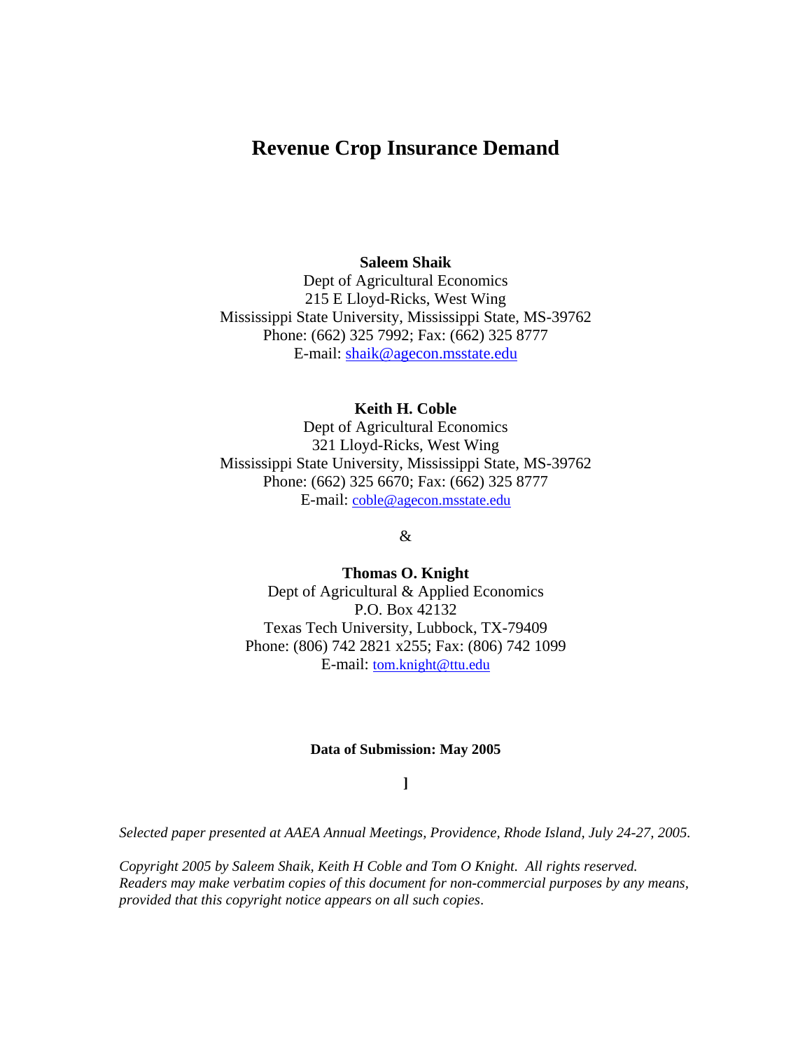# Revenue Crop Insurance Demand

**Saleem Shaik**
Dept of Agricultural Economics
215 E Lloyd-Ricks, West Wing
Mississippi State University, Mississippi State, MS-39762
Phone: (662) 325 7992; Fax: (662) 325 8777
E-mail: shaik@agecon.msstate.edu

**Keith H. Coble**
Dept of Agricultural Economics
321 Lloyd-Ricks, West Wing
Mississippi State University, Mississippi State, MS-39762
Phone: (662) 325 6670; Fax: (662) 325 8777
E-mail: coble@agecon.msstate.edu

&

**Thomas O. Knight**
Dept of Agricultural & Applied Economics
P.O. Box 42132
Texas Tech University, Lubbock, TX-79409
Phone: (806) 742 2821 x255; Fax: (806) 742 1099
E-mail: tom.knight@ttu.edu

**Data of Submission: May 2005**

**]**

*Selected paper presented at AAEA Annual Meetings, Providence, Rhode Island, July 24-27, 2005.*

*Copyright 2005 by Saleem Shaik, Keith H Coble and Tom O Knight. All rights reserved. Readers may make verbatim copies of this document for non-commercial purposes by any means, provided that this copyright notice appears on all such copies.*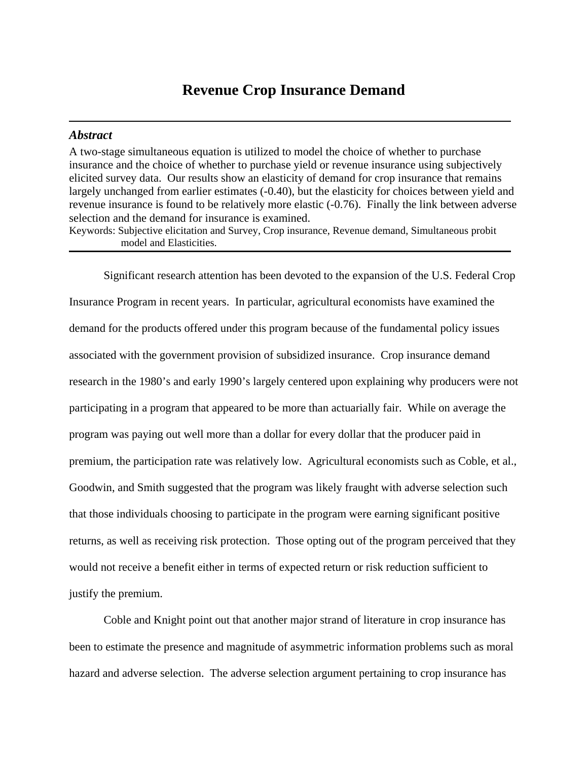# Revenue Crop Insurance Demand

---

### *Abstract*

A two-stage simultaneous equation is utilized to model the choice of whether to purchase insurance and the choice of whether to purchase yield or revenue insurance using subjectively elicited survey data. Our results show an elasticity of demand for crop insurance that remains largely unchanged from earlier estimates (-0.40), but the elasticity for choices between yield and revenue insurance is found to be relatively more elastic (-0.76). Finally the link between adverse selection and the demand for insurance is examined.

Keywords: Subjective elicitation and Survey, Crop insurance, Revenue demand, Simultaneous probit model and Elasticities.

---

Significant research attention has been devoted to the expansion of the U.S. Federal Crop Insurance Program in recent years. In particular, agricultural economists have examined the demand for the products offered under this program because of the fundamental policy issues associated with the government provision of subsidized insurance. Crop insurance demand research in the 1980's and early 1990's largely centered upon explaining why producers were not participating in a program that appeared to be more than actuarially fair. While on average the program was paying out well more than a dollar for every dollar that the producer paid in premium, the participation rate was relatively low. Agricultural economists such as Coble, et al., Goodwin, and Smith suggested that the program was likely fraught with adverse selection such that those individuals choosing to participate in the program were earning significant positive returns, as well as receiving risk protection. Those opting out of the program perceived that they would not receive a benefit either in terms of expected return or risk reduction sufficient to justify the premium.

Coble and Knight point out that another major strand of literature in crop insurance has been to estimate the presence and magnitude of asymmetric information problems such as moral hazard and adverse selection. The adverse selection argument pertaining to crop insurance has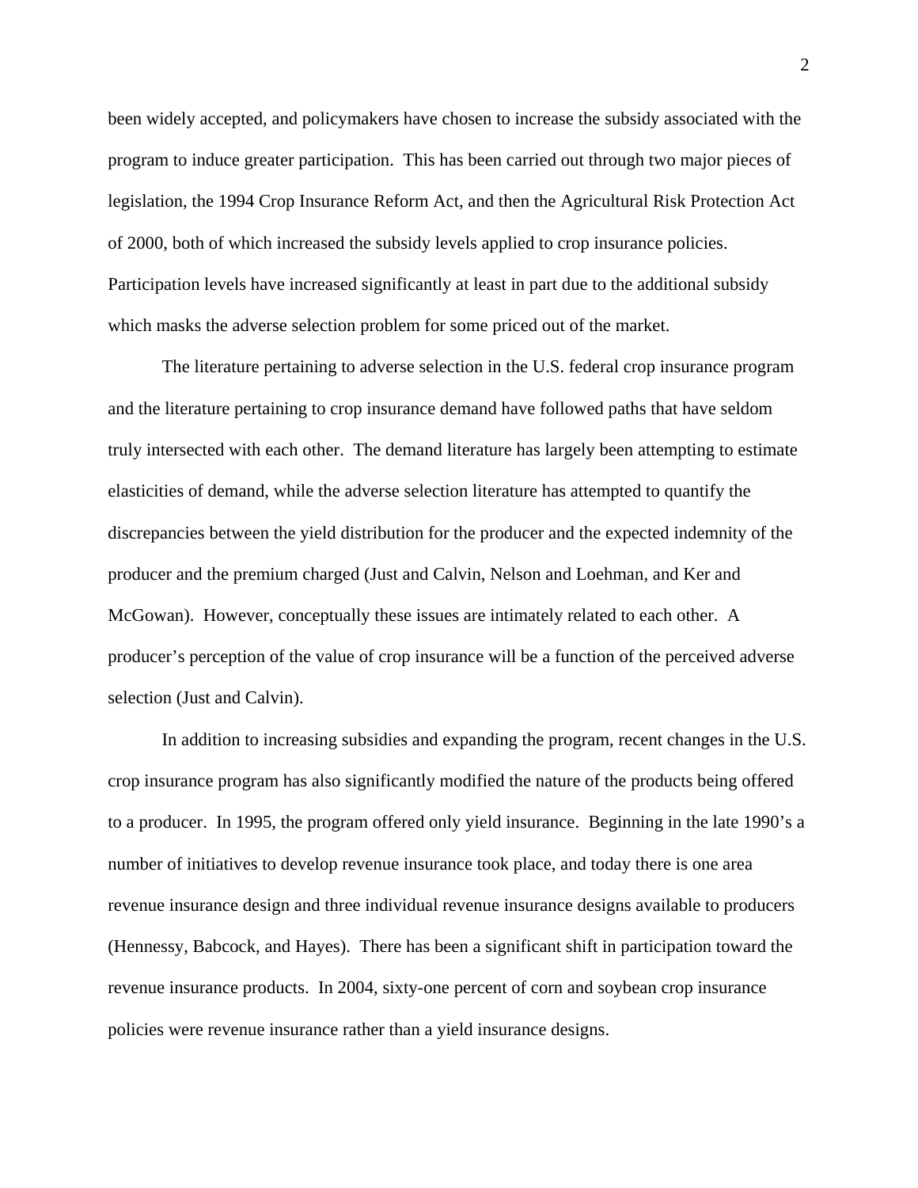been widely accepted, and policymakers have chosen to increase the subsidy associated with the program to induce greater participation. This has been carried out through two major pieces of legislation, the 1994 Crop Insurance Reform Act, and then the Agricultural Risk Protection Act of 2000, both of which increased the subsidy levels applied to crop insurance policies. Participation levels have increased significantly at least in part due to the additional subsidy which masks the adverse selection problem for some priced out of the market.

The literature pertaining to adverse selection in the U.S. federal crop insurance program and the literature pertaining to crop insurance demand have followed paths that have seldom truly intersected with each other. The demand literature has largely been attempting to estimate elasticities of demand, while the adverse selection literature has attempted to quantify the discrepancies between the yield distribution for the producer and the expected indemnity of the producer and the premium charged (Just and Calvin, Nelson and Loehman, and Ker and McGowan). However, conceptually these issues are intimately related to each other. A producer's perception of the value of crop insurance will be a function of the perceived adverse selection (Just and Calvin).

In addition to increasing subsidies and expanding the program, recent changes in the U.S. crop insurance program has also significantly modified the nature of the products being offered to a producer. In 1995, the program offered only yield insurance. Beginning in the late 1990's a number of initiatives to develop revenue insurance took place, and today there is one area revenue insurance design and three individual revenue insurance designs available to producers (Hennessy, Babcock, and Hayes). There has been a significant shift in participation toward the revenue insurance products. In 2004, sixty-one percent of corn and soybean crop insurance policies were revenue insurance rather than a yield insurance designs.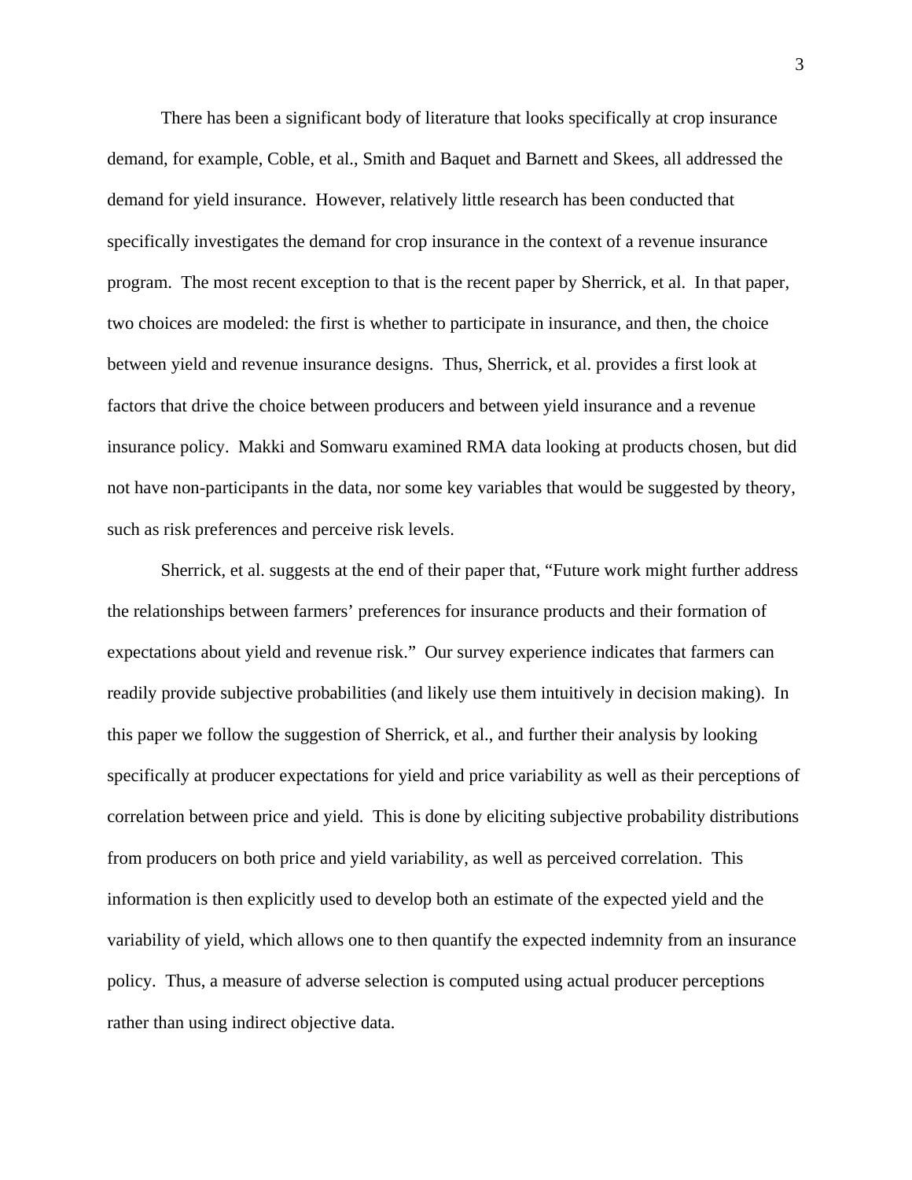There has been a significant body of literature that looks specifically at crop insurance demand, for example, Coble, et al., Smith and Baquet and Barnett and Skees, all addressed the demand for yield insurance. However, relatively little research has been conducted that specifically investigates the demand for crop insurance in the context of a revenue insurance program. The most recent exception to that is the recent paper by Sherrick, et al. In that paper, two choices are modeled: the first is whether to participate in insurance, and then, the choice between yield and revenue insurance designs. Thus, Sherrick, et al. provides a first look at factors that drive the choice between producers and between yield insurance and a revenue insurance policy. Makki and Somwaru examined RMA data looking at products chosen, but did not have non-participants in the data, nor some key variables that would be suggested by theory, such as risk preferences and perceive risk levels.

Sherrick, et al. suggests at the end of their paper that, "Future work might further address the relationships between farmers' preferences for insurance products and their formation of expectations about yield and revenue risk." Our survey experience indicates that farmers can readily provide subjective probabilities (and likely use them intuitively in decision making). In this paper we follow the suggestion of Sherrick, et al., and further their analysis by looking specifically at producer expectations for yield and price variability as well as their perceptions of correlation between price and yield. This is done by eliciting subjective probability distributions from producers on both price and yield variability, as well as perceived correlation. This information is then explicitly used to develop both an estimate of the expected yield and the variability of yield, which allows one to then quantify the expected indemnity from an insurance policy. Thus, a measure of adverse selection is computed using actual producer perceptions rather than using indirect objective data.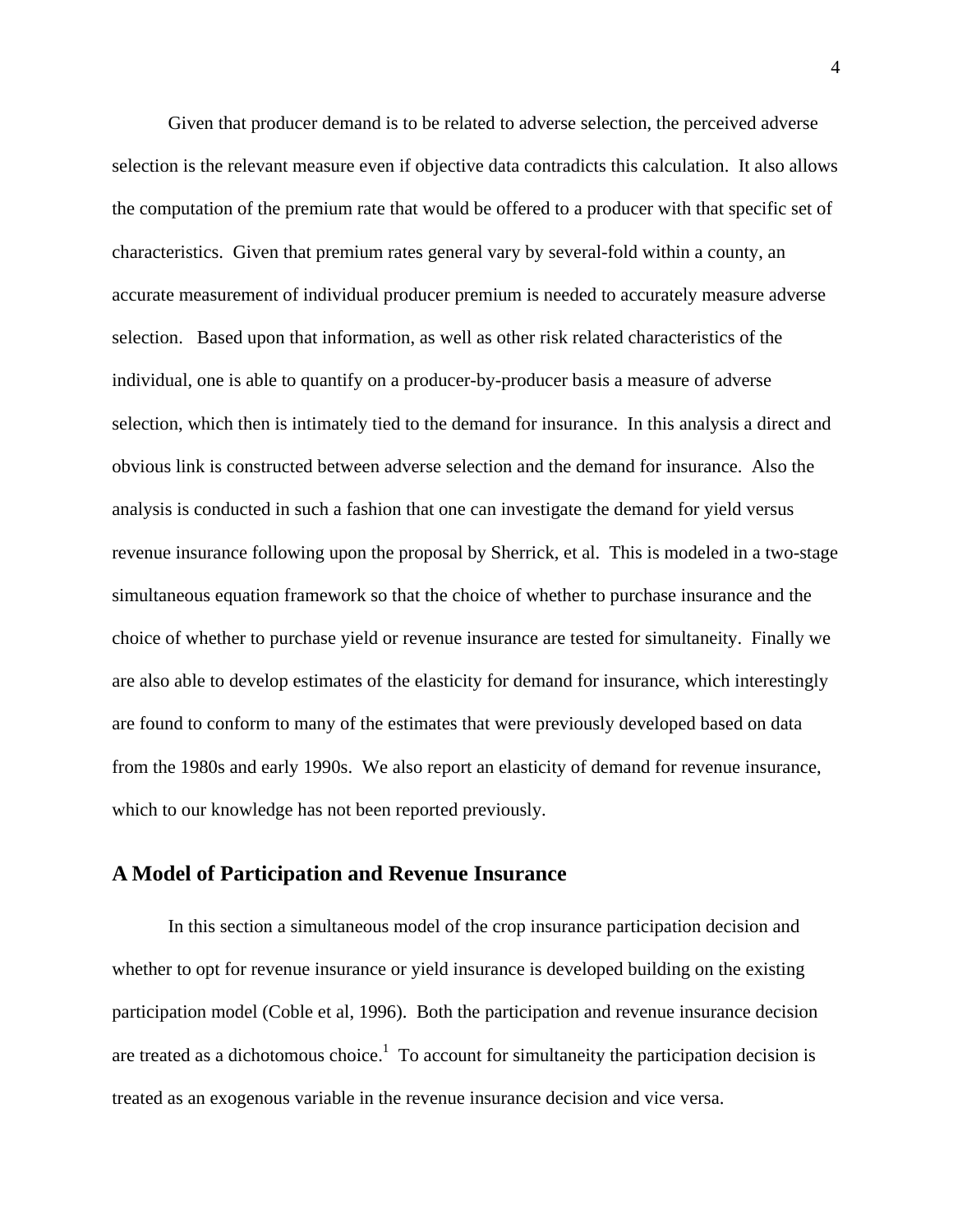Given that producer demand is to be related to adverse selection, the perceived adverse selection is the relevant measure even if objective data contradicts this calculation. It also allows the computation of the premium rate that would be offered to a producer with that specific set of characteristics. Given that premium rates general vary by several-fold within a county, an accurate measurement of individual producer premium is needed to accurately measure adverse selection. Based upon that information, as well as other risk related characteristics of the individual, one is able to quantify on a producer-by-producer basis a measure of adverse selection, which then is intimately tied to the demand for insurance. In this analysis a direct and obvious link is constructed between adverse selection and the demand for insurance. Also the analysis is conducted in such a fashion that one can investigate the demand for yield versus revenue insurance following upon the proposal by Sherrick, et al. This is modeled in a two-stage simultaneous equation framework so that the choice of whether to purchase insurance and the choice of whether to purchase yield or revenue insurance are tested for simultaneity. Finally we are also able to develop estimates of the elasticity for demand for insurance, which interestingly are found to conform to many of the estimates that were previously developed based on data from the 1980s and early 1990s. We also report an elasticity of demand for revenue insurance, which to our knowledge has not been reported previously.

## A Model of Participation and Revenue Insurance

In this section a simultaneous model of the crop insurance participation decision and whether to opt for revenue insurance or yield insurance is developed building on the existing participation model (Coble et al, 1996). Both the participation and revenue insurance decision are treated as a dichotomous choice.[1] To account for simultaneity the participation decision is treated as an exogenous variable in the revenue insurance decision and vice versa.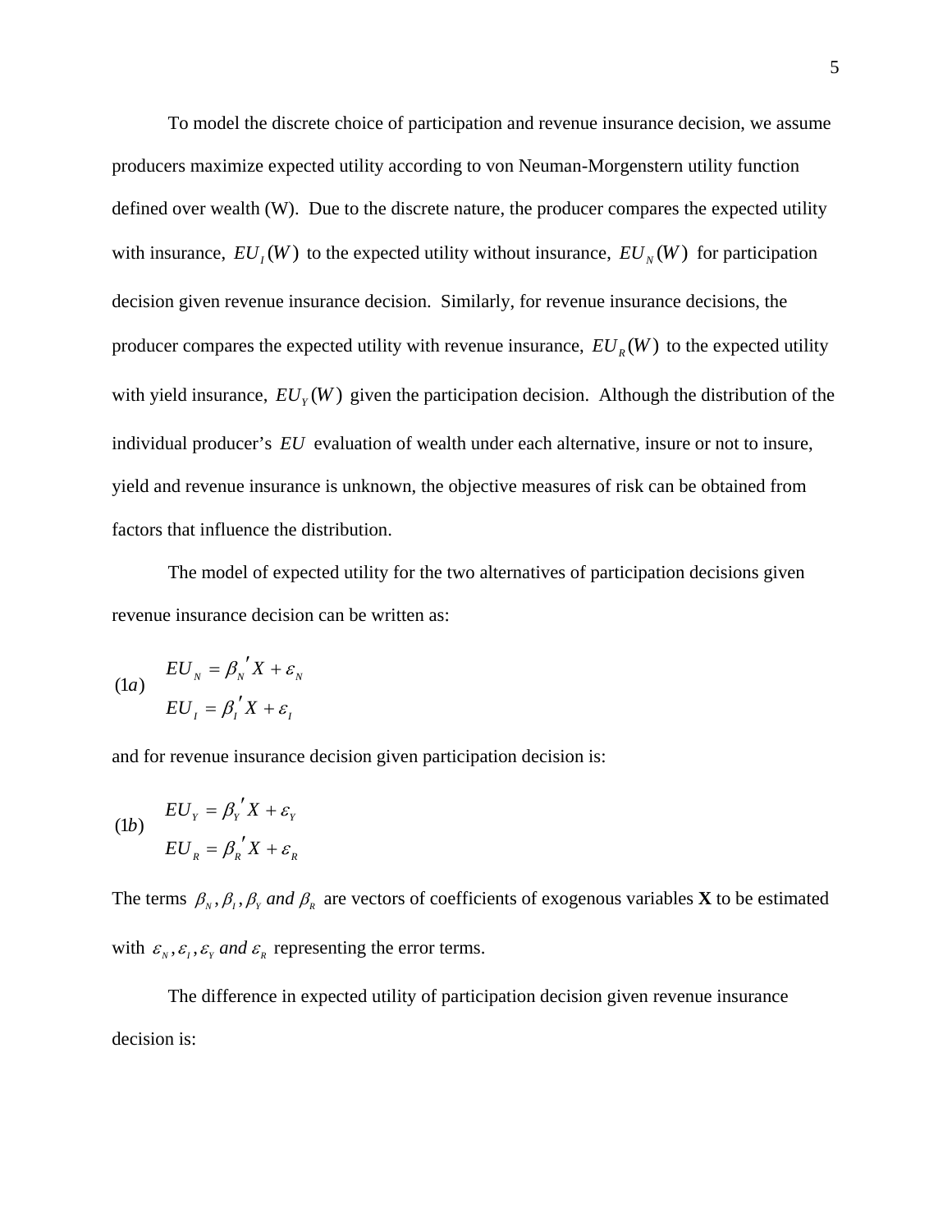To model the discrete choice of participation and revenue insurance decision, we assume producers maximize expected utility according to von Neuman-Morgenstern utility function defined over wealth (W). Due to the discrete nature, the producer compares the expected utility with insurance, $EU_I(W)$ to the expected utility without insurance, $EU_N(W)$ for participation decision given revenue insurance decision. Similarly, for revenue insurance decisions, the producer compares the expected utility with revenue insurance, $EU_R(W)$ to the expected utility with yield insurance, $EU_Y(W)$ given the participation decision. Although the distribution of the individual producer's $EU$ evaluation of wealth under each alternative, insure or not to insure, yield and revenue insurance is unknown, the objective measures of risk can be obtained from factors that influence the distribution.

The model of expected utility for the two alternatives of participation decisions given revenue insurance decision can be written as:

$$(1a) \quad \begin{aligned} EU_N &= \beta_N{}' X + \varepsilon_N \\ EU_I &= \beta_I{}' X + \varepsilon_I \end{aligned}$$

and for revenue insurance decision given participation decision is:

$$(1b) \quad \begin{aligned} EU_Y &= \beta_Y{}' X + \varepsilon_Y \\ EU_R &= \beta_R{}' X + \varepsilon_R \end{aligned}$$

The terms $\beta_N, \beta_I, \beta_Y$ *and* $\beta_R$ are vectors of coefficients of exogenous variables **X** to be estimated with $\varepsilon_N, \varepsilon_I, \varepsilon_Y$ *and* $\varepsilon_R$ representing the error terms.

The difference in expected utility of participation decision given revenue insurance decision is: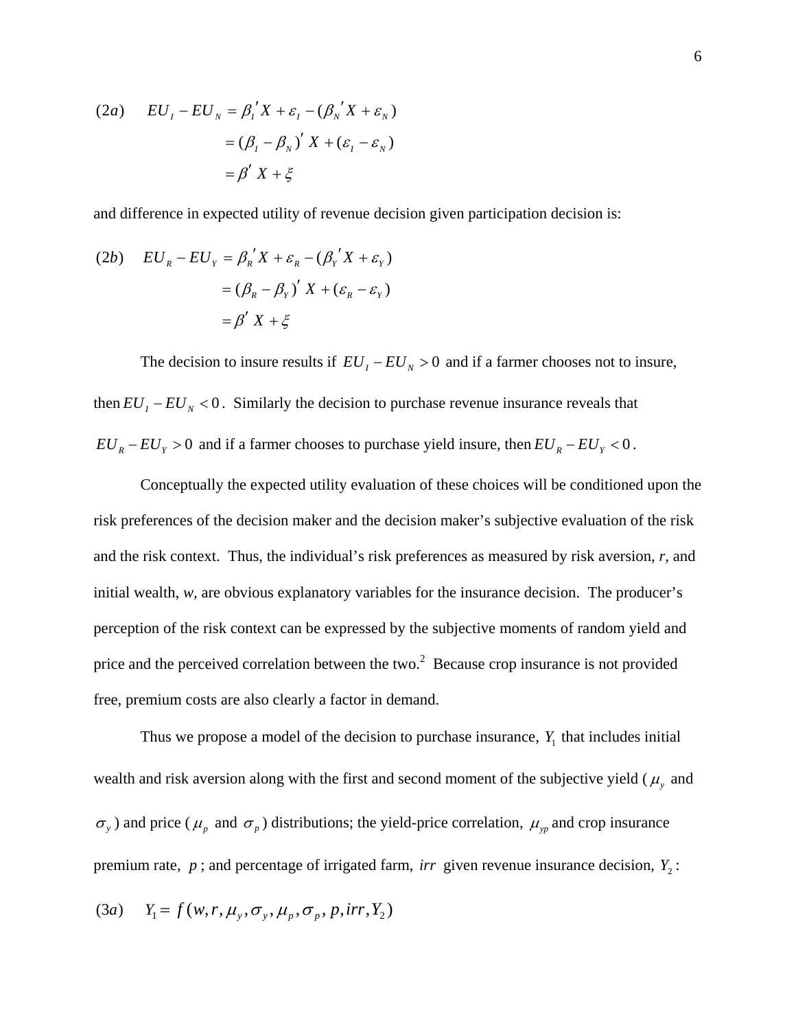$$
\begin{aligned}
(2a) \quad EU_I - EU_N &= \beta_I{}' X + \varepsilon_I - (\beta_N{}' X + \varepsilon_N) \\
&= (\beta_I - \beta_N)' X + (\varepsilon_I - \varepsilon_N) \\
&= \beta' X + \xi
\end{aligned}
$$

and difference in expected utility of revenue decision given participation decision is:

$$
\begin{aligned}
(2b) \quad EU_R - EU_Y &= \beta_R{}' X + \varepsilon_R - (\beta_Y{}' X + \varepsilon_Y) \\
&= (\beta_R - \beta_Y)' X + (\varepsilon_R - \varepsilon_Y) \\
&= \beta' X + \xi
\end{aligned}
$$

The decision to insure results if $EU_I - EU_N > 0$ and if a farmer chooses not to insure, then $EU_I - EU_N < 0$. Similarly the decision to purchase revenue insurance reveals that $EU_R - EU_Y > 0$ and if a farmer chooses to purchase yield insure, then $EU_R - EU_Y < 0$.

Conceptually the expected utility evaluation of these choices will be conditioned upon the risk preferences of the decision maker and the decision maker's subjective evaluation of the risk and the risk context. Thus, the individual's risk preferences as measured by risk aversion, *r*, and initial wealth, *w*, are obvious explanatory variables for the insurance decision. The producer's perception of the risk context can be expressed by the subjective moments of random yield and price and the perceived correlation between the two.[2] Because crop insurance is not provided free, premium costs are also clearly a factor in demand.

Thus we propose a model of the decision to purchase insurance, $Y_1$ that includes initial wealth and risk aversion along with the first and second moment of the subjective yield ($\mu_y$ and $\sigma_y$) and price ($\mu_p$ and $\sigma_p$) distributions; the yield-price correlation, $\mu_{yp}$ and crop insurance premium rate, $p$; and percentage of irrigated farm, $irr$ given revenue insurance decision, $Y_2$:

$$
(3a) \quad Y_1 = f(w, r, \mu_y, \sigma_y, \mu_p, \sigma_p, p, irr, Y_2)
$$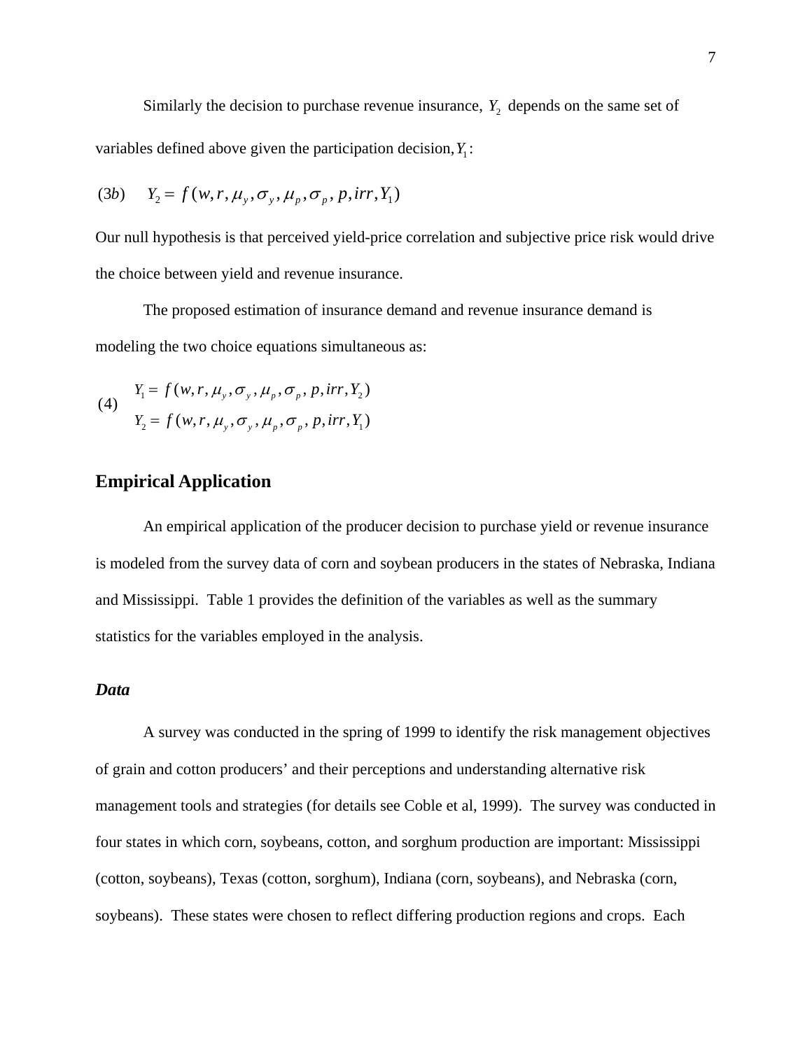Similarly the decision to purchase revenue insurance, $Y_2$ depends on the same set of variables defined above given the participation decision, $Y_1$:

$$(3b) \quad Y_2 = f(w, r, \mu_y, \sigma_y, \mu_p, \sigma_p, p, irr, Y_1)$$

Our null hypothesis is that perceived yield-price correlation and subjective price risk would drive the choice between yield and revenue insurance.

The proposed estimation of insurance demand and revenue insurance demand is modeling the two choice equations simultaneous as:

$$(4) \quad \begin{aligned} Y_1 &= f(w, r, \mu_y, \sigma_y, \mu_p, \sigma_p, p, irr, Y_2) \\ Y_2 &= f(w, r, \mu_y, \sigma_y, \mu_p, \sigma_p, p, irr, Y_1) \end{aligned}$$

## Empirical Application

An empirical application of the producer decision to purchase yield or revenue insurance is modeled from the survey data of corn and soybean producers in the states of Nebraska, Indiana and Mississippi. Table 1 provides the definition of the variables as well as the summary statistics for the variables employed in the analysis.

### *Data*

A survey was conducted in the spring of 1999 to identify the risk management objectives of grain and cotton producers' and their perceptions and understanding alternative risk management tools and strategies (for details see Coble et al, 1999). The survey was conducted in four states in which corn, soybeans, cotton, and sorghum production are important: Mississippi (cotton, soybeans), Texas (cotton, sorghum), Indiana (corn, soybeans), and Nebraska (corn, soybeans). These states were chosen to reflect differing production regions and crops. Each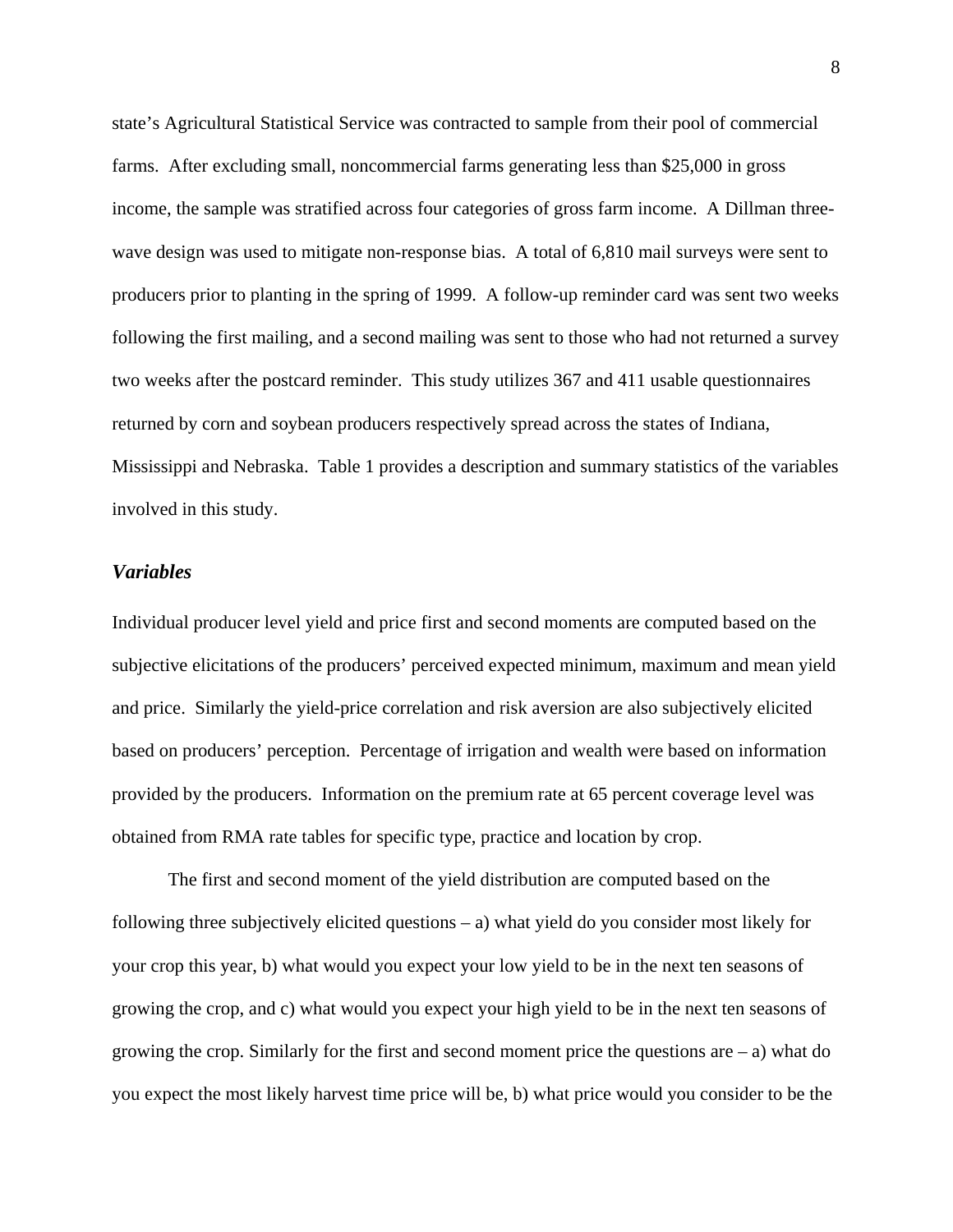state's Agricultural Statistical Service was contracted to sample from their pool of commercial farms. After excluding small, noncommercial farms generating less than $25,000 in gross income, the sample was stratified across four categories of gross farm income. A Dillman three-wave design was used to mitigate non-response bias. A total of 6,810 mail surveys were sent to producers prior to planting in the spring of 1999. A follow-up reminder card was sent two weeks following the first mailing, and a second mailing was sent to those who had not returned a survey two weeks after the postcard reminder. This study utilizes 367 and 411 usable questionnaires returned by corn and soybean producers respectively spread across the states of Indiana, Mississippi and Nebraska. Table 1 provides a description and summary statistics of the variables involved in this study.

### *Variables*

Individual producer level yield and price first and second moments are computed based on the subjective elicitations of the producers' perceived expected minimum, maximum and mean yield and price. Similarly the yield-price correlation and risk aversion are also subjectively elicited based on producers' perception. Percentage of irrigation and wealth were based on information provided by the producers. Information on the premium rate at 65 percent coverage level was obtained from RMA rate tables for specific type, practice and location by crop.

The first and second moment of the yield distribution are computed based on the following three subjectively elicited questions – a) what yield do you consider most likely for your crop this year, b) what would you expect your low yield to be in the next ten seasons of growing the crop, and c) what would you expect your high yield to be in the next ten seasons of growing the crop. Similarly for the first and second moment price the questions are – a) what do you expect the most likely harvest time price will be, b) what price would you consider to be the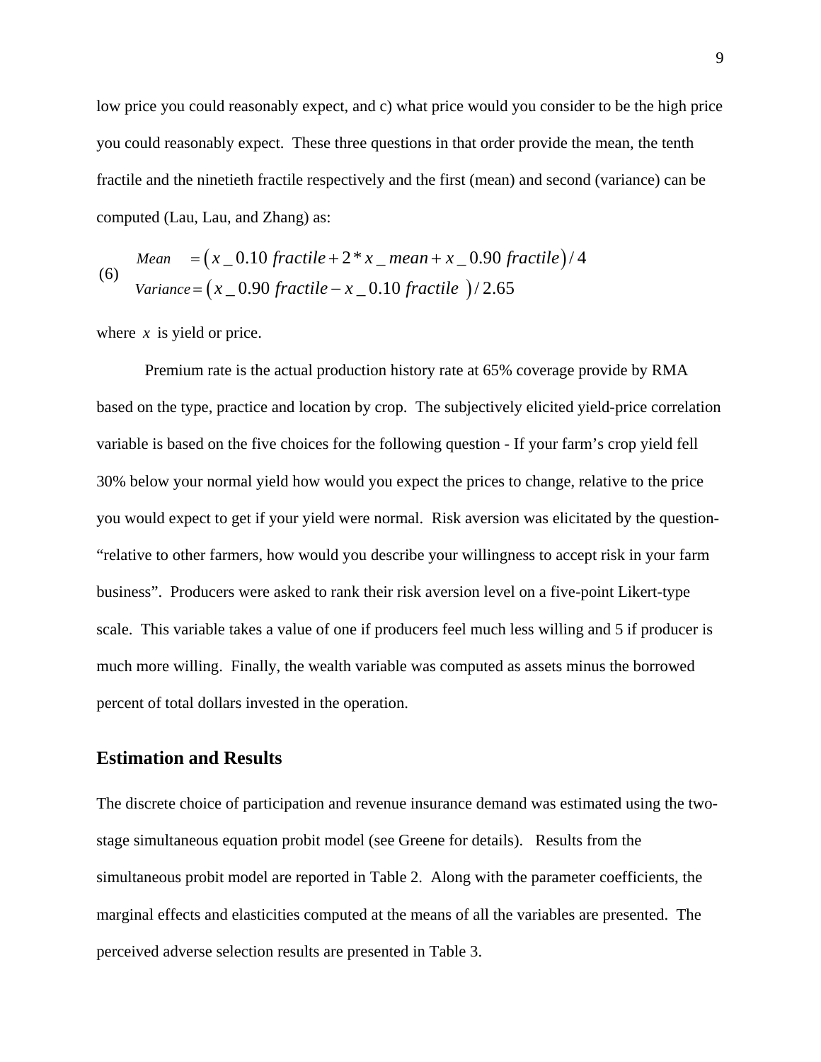low price you could reasonably expect, and c) what price would you consider to be the high price you could reasonably expect. These three questions in that order provide the mean, the tenth fractile and the ninetieth fractile respectively and the first (mean) and second (variance) can be computed (Lau, Lau, and Zhang) as:

$$
(6) \quad \begin{aligned} Mean &= \left(x\_0.10\ fractile + 2 * x\_mean + x\_0.90\ fractile\right)/4 \\ Variance &= \left(x\_0.90\ fractile - x\_0.10\ fractile\right)/2.65 \end{aligned}
$$

where $x$ is yield or price.

Premium rate is the actual production history rate at 65% coverage provide by RMA based on the type, practice and location by crop. The subjectively elicited yield-price correlation variable is based on the five choices for the following question - If your farm's crop yield fell 30% below your normal yield how would you expect the prices to change, relative to the price you would expect to get if your yield were normal. Risk aversion was elicitated by the question- "relative to other farmers, how would you describe your willingness to accept risk in your farm business". Producers were asked to rank their risk aversion level on a five-point Likert-type scale. This variable takes a value of one if producers feel much less willing and 5 if producer is much more willing. Finally, the wealth variable was computed as assets minus the borrowed percent of total dollars invested in the operation.

## Estimation and Results

The discrete choice of participation and revenue insurance demand was estimated using the two-stage simultaneous equation probit model (see Greene for details). Results from the simultaneous probit model are reported in Table 2. Along with the parameter coefficients, the marginal effects and elasticities computed at the means of all the variables are presented. The perceived adverse selection results are presented in Table 3.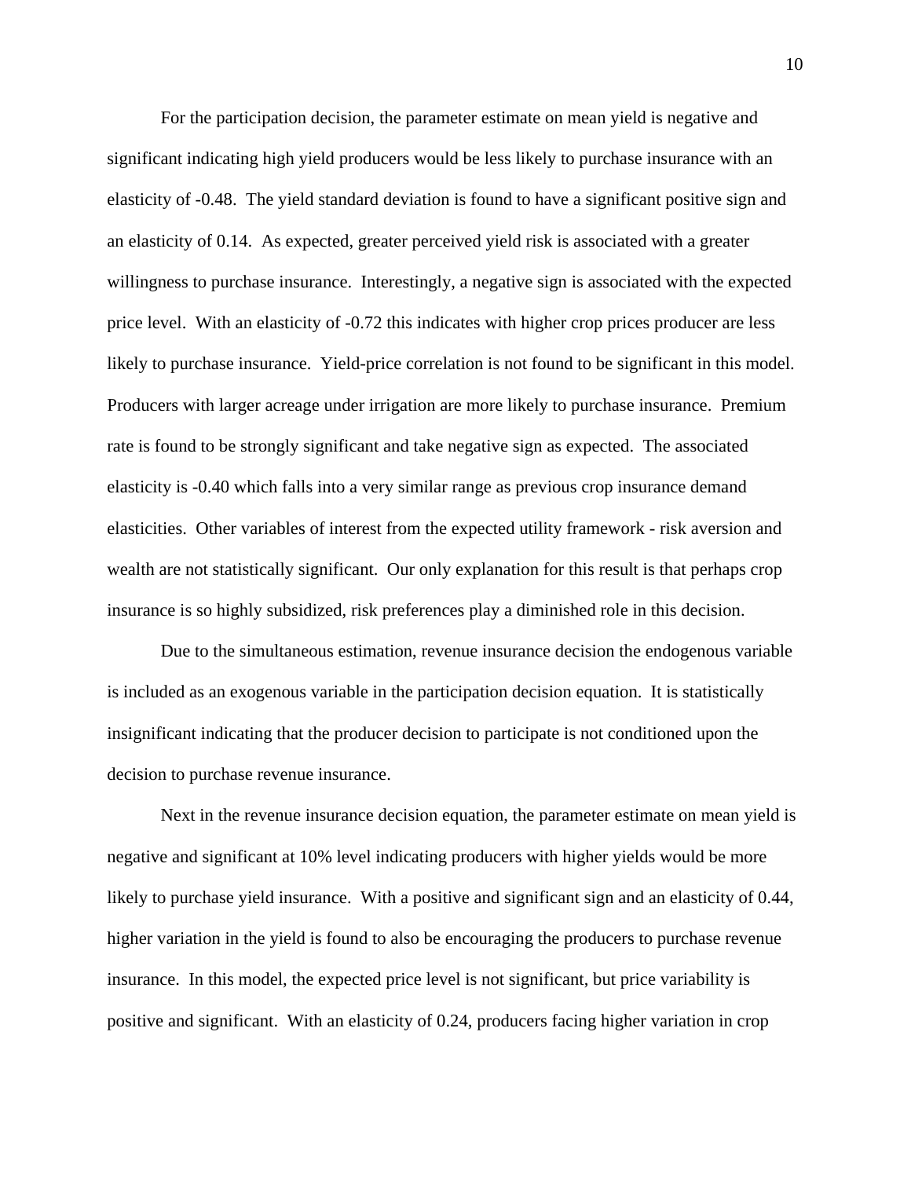For the participation decision, the parameter estimate on mean yield is negative and significant indicating high yield producers would be less likely to purchase insurance with an elasticity of -0.48. The yield standard deviation is found to have a significant positive sign and an elasticity of 0.14. As expected, greater perceived yield risk is associated with a greater willingness to purchase insurance. Interestingly, a negative sign is associated with the expected price level. With an elasticity of -0.72 this indicates with higher crop prices producer are less likely to purchase insurance. Yield-price correlation is not found to be significant in this model. Producers with larger acreage under irrigation are more likely to purchase insurance. Premium rate is found to be strongly significant and take negative sign as expected. The associated elasticity is -0.40 which falls into a very similar range as previous crop insurance demand elasticities. Other variables of interest from the expected utility framework - risk aversion and wealth are not statistically significant. Our only explanation for this result is that perhaps crop insurance is so highly subsidized, risk preferences play a diminished role in this decision.

Due to the simultaneous estimation, revenue insurance decision the endogenous variable is included as an exogenous variable in the participation decision equation. It is statistically insignificant indicating that the producer decision to participate is not conditioned upon the decision to purchase revenue insurance.

Next in the revenue insurance decision equation, the parameter estimate on mean yield is negative and significant at 10% level indicating producers with higher yields would be more likely to purchase yield insurance. With a positive and significant sign and an elasticity of 0.44, higher variation in the yield is found to also be encouraging the producers to purchase revenue insurance. In this model, the expected price level is not significant, but price variability is positive and significant. With an elasticity of 0.24, producers facing higher variation in crop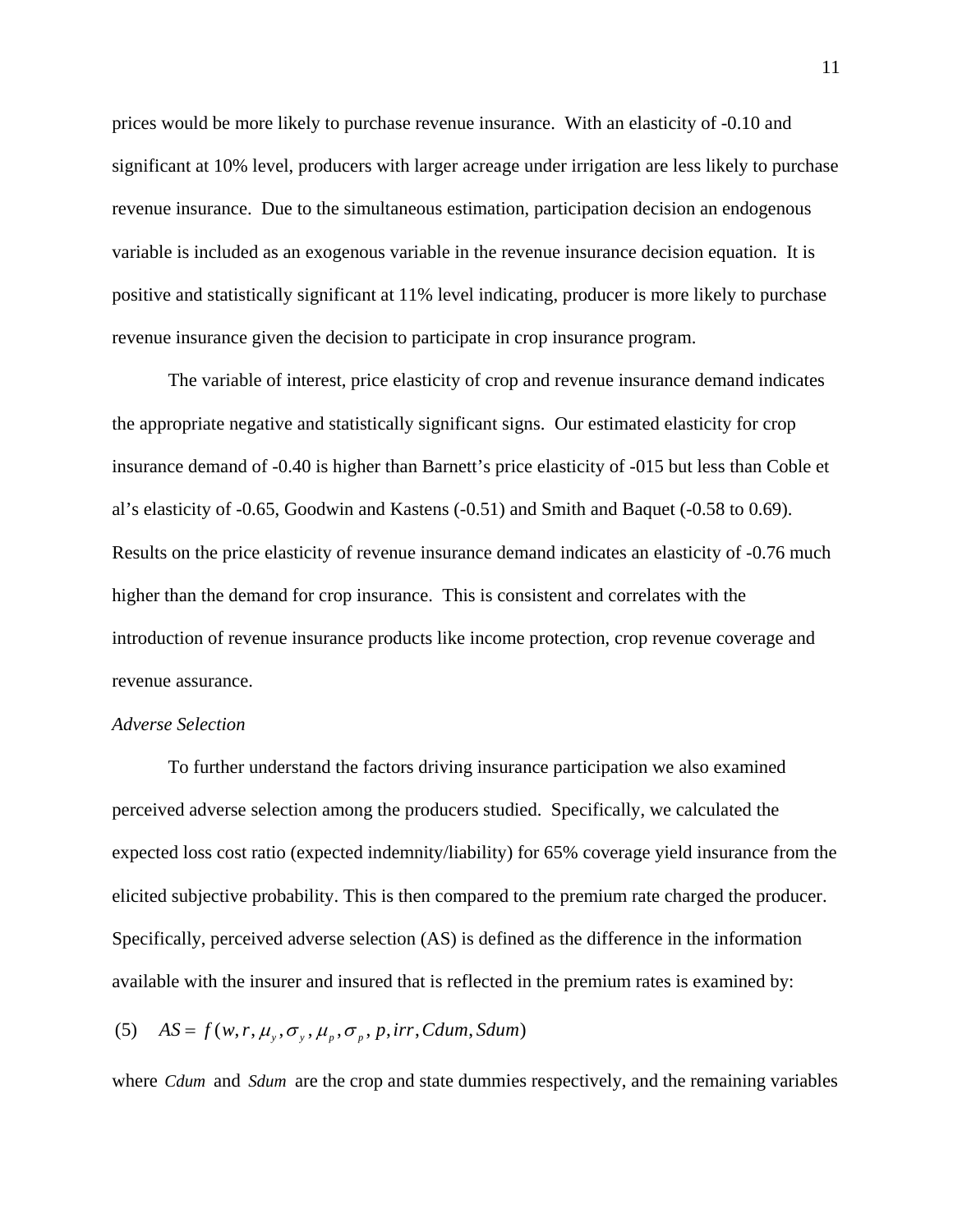prices would be more likely to purchase revenue insurance. With an elasticity of -0.10 and significant at 10% level, producers with larger acreage under irrigation are less likely to purchase revenue insurance. Due to the simultaneous estimation, participation decision an endogenous variable is included as an exogenous variable in the revenue insurance decision equation. It is positive and statistically significant at 11% level indicating, producer is more likely to purchase revenue insurance given the decision to participate in crop insurance program.

The variable of interest, price elasticity of crop and revenue insurance demand indicates the appropriate negative and statistically significant signs. Our estimated elasticity for crop insurance demand of -0.40 is higher than Barnett's price elasticity of -015 but less than Coble et al's elasticity of -0.65, Goodwin and Kastens (-0.51) and Smith and Baquet (-0.58 to 0.69). Results on the price elasticity of revenue insurance demand indicates an elasticity of -0.76 much higher than the demand for crop insurance. This is consistent and correlates with the introduction of revenue insurance products like income protection, crop revenue coverage and revenue assurance.

*Adverse Selection*

To further understand the factors driving insurance participation we also examined perceived adverse selection among the producers studied. Specifically, we calculated the expected loss cost ratio (expected indemnity/liability) for 65% coverage yield insurance from the elicited subjective probability. This is then compared to the premium rate charged the producer. Specifically, perceived adverse selection (AS) is defined as the difference in the information available with the insurer and insured that is reflected in the premium rates is examined by:

$$(5) \quad AS = f(w, r, \mu_y, \sigma_y, \mu_p, \sigma_p, p, irr, Cdum, Sdum)$$

where $Cdum$ and $Sdum$ are the crop and state dummies respectively, and the remaining variables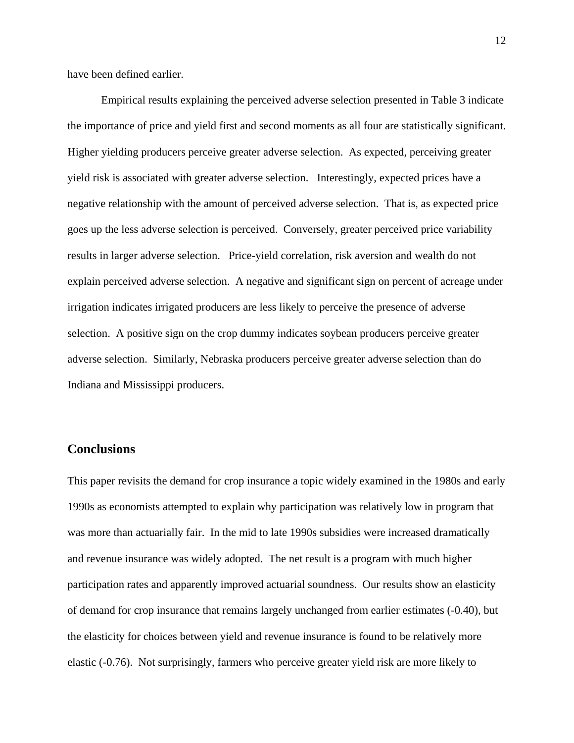have been defined earlier.

Empirical results explaining the perceived adverse selection presented in Table 3 indicate the importance of price and yield first and second moments as all four are statistically significant. Higher yielding producers perceive greater adverse selection. As expected, perceiving greater yield risk is associated with greater adverse selection. Interestingly, expected prices have a negative relationship with the amount of perceived adverse selection. That is, as expected price goes up the less adverse selection is perceived. Conversely, greater perceived price variability results in larger adverse selection. Price-yield correlation, risk aversion and wealth do not explain perceived adverse selection. A negative and significant sign on percent of acreage under irrigation indicates irrigated producers are less likely to perceive the presence of adverse selection. A positive sign on the crop dummy indicates soybean producers perceive greater adverse selection. Similarly, Nebraska producers perceive greater adverse selection than do Indiana and Mississippi producers.

## Conclusions

This paper revisits the demand for crop insurance a topic widely examined in the 1980s and early 1990s as economists attempted to explain why participation was relatively low in program that was more than actuarially fair. In the mid to late 1990s subsidies were increased dramatically and revenue insurance was widely adopted. The net result is a program with much higher participation rates and apparently improved actuarial soundness. Our results show an elasticity of demand for crop insurance that remains largely unchanged from earlier estimates (-0.40), but the elasticity for choices between yield and revenue insurance is found to be relatively more elastic (-0.76). Not surprisingly, farmers who perceive greater yield risk are more likely to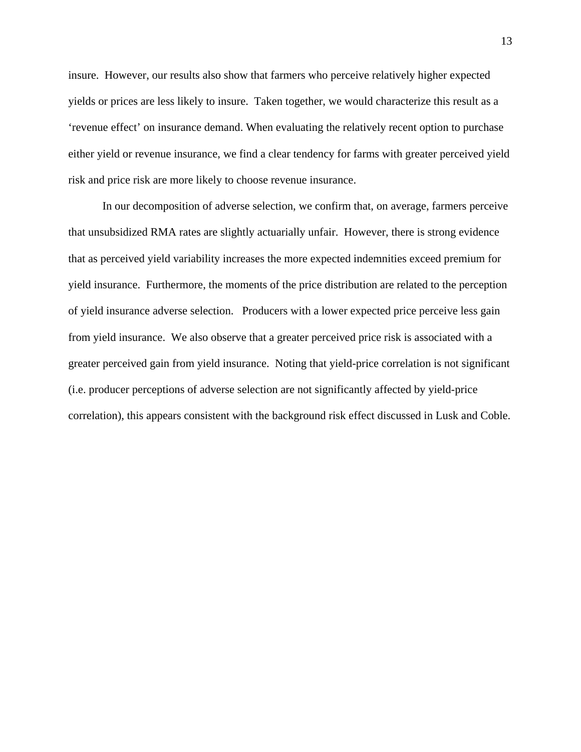insure. However, our results also show that farmers who perceive relatively higher expected yields or prices are less likely to insure. Taken together, we would characterize this result as a 'revenue effect' on insurance demand. When evaluating the relatively recent option to purchase either yield or revenue insurance, we find a clear tendency for farms with greater perceived yield risk and price risk are more likely to choose revenue insurance.

In our decomposition of adverse selection, we confirm that, on average, farmers perceive that unsubsidized RMA rates are slightly actuarially unfair. However, there is strong evidence that as perceived yield variability increases the more expected indemnities exceed premium for yield insurance. Furthermore, the moments of the price distribution are related to the perception of yield insurance adverse selection. Producers with a lower expected price perceive less gain from yield insurance. We also observe that a greater perceived price risk is associated with a greater perceived gain from yield insurance. Noting that yield-price correlation is not significant (i.e. producer perceptions of adverse selection are not significantly affected by yield-price correlation), this appears consistent with the background risk effect discussed in Lusk and Coble.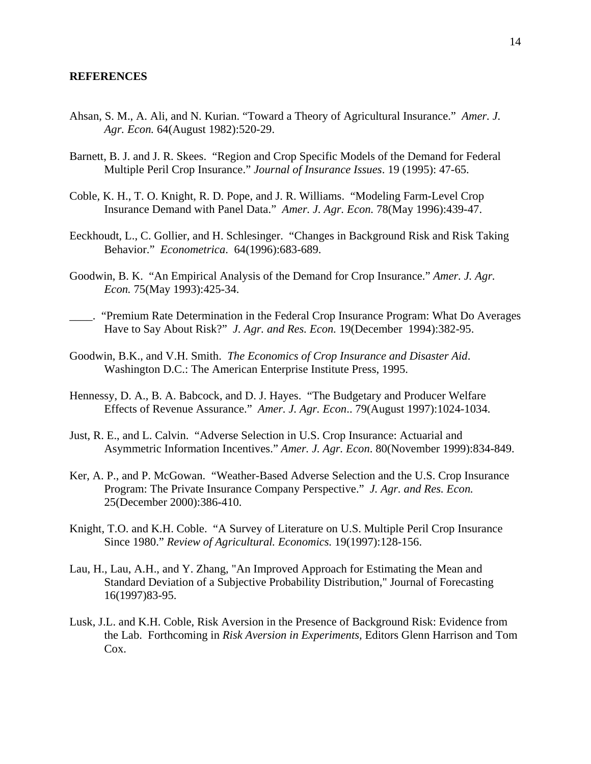## REFERENCES

Ahsan, S. M., A. Ali, and N. Kurian. “Toward a Theory of Agricultural Insurance.” *Amer. J. Agr. Econ.* 64(August 1982):520-29.

Barnett, B. J. and J. R. Skees. “Region and Crop Specific Models of the Demand for Federal Multiple Peril Crop Insurance.” *Journal of Insurance Issues*. 19 (1995): 47-65.

Coble, K. H., T. O. Knight, R. D. Pope, and J. R. Williams. “Modeling Farm-Level Crop Insurance Demand with Panel Data.” *Amer. J. Agr. Econ.* 78(May 1996):439-47.

Eeckhoudt, L., C. Gollier, and H. Schlesinger. “Changes in Background Risk and Risk Taking Behavior.” *Econometrica*. 64(1996):683-689.

Goodwin, B. K. “An Empirical Analysis of the Demand for Crop Insurance.” *Amer. J. Agr. Econ.* 75(May 1993):425-34.

____. “Premium Rate Determination in the Federal Crop Insurance Program: What Do Averages Have to Say About Risk?” *J. Agr. and Res. Econ.* 19(December 1994):382-95.

Goodwin, B.K., and V.H. Smith. *The Economics of Crop Insurance and Disaster Aid*. Washington D.C.: The American Enterprise Institute Press, 1995.

Hennessy, D. A., B. A. Babcock, and D. J. Hayes. “The Budgetary and Producer Welfare Effects of Revenue Assurance.” *Amer. J. Agr. Econ*.. 79(August 1997):1024-1034.

Just, R. E., and L. Calvin. “Adverse Selection in U.S. Crop Insurance: Actuarial and Asymmetric Information Incentives.” *Amer. J. Agr. Econ*. 80(November 1999):834-849.

Ker, A. P., and P. McGowan. “Weather-Based Adverse Selection and the U.S. Crop Insurance Program: The Private Insurance Company Perspective.” *J. Agr. and Res. Econ.* 25(December 2000):386-410.

Knight, T.O. and K.H. Coble. “A Survey of Literature on U.S. Multiple Peril Crop Insurance Since 1980.” *Review of Agricultural. Economics.* 19(1997):128-156.

Lau, H., Lau, A.H., and Y. Zhang, "An Improved Approach for Estimating the Mean and Standard Deviation of a Subjective Probability Distribution," Journal of Forecasting 16(1997)83-95.

Lusk, J.L. and K.H. Coble, Risk Aversion in the Presence of Background Risk: Evidence from the Lab. Forthcoming in *Risk Aversion in Experiments,* Editors Glenn Harrison and Tom Cox.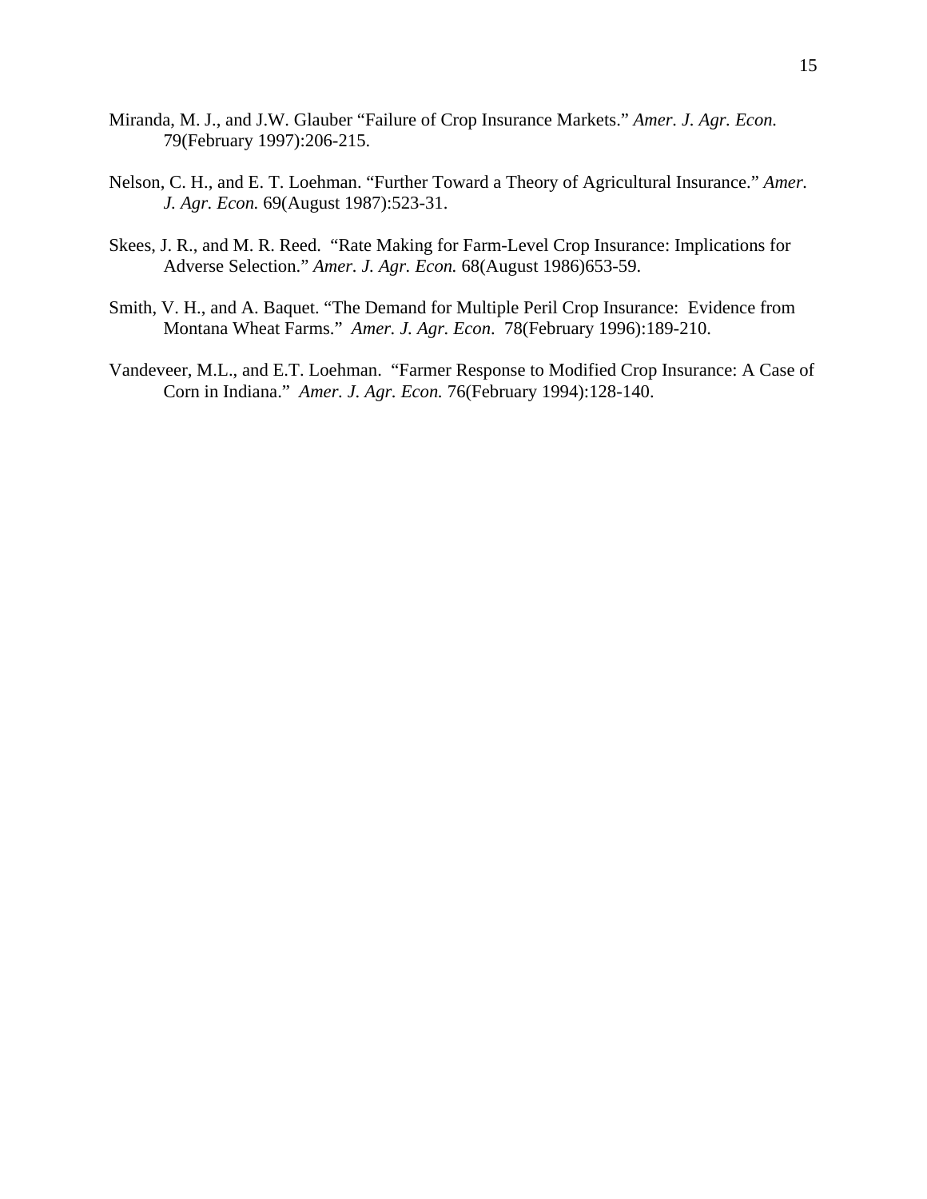Miranda, M. J., and J.W. Glauber "Failure of Crop Insurance Markets." *Amer. J. Agr. Econ.* 79(February 1997):206-215.

Nelson, C. H., and E. T. Loehman. "Further Toward a Theory of Agricultural Insurance." *Amer. J. Agr. Econ.* 69(August 1987):523-31.

Skees, J. R., and M. R. Reed. "Rate Making for Farm-Level Crop Insurance: Implications for Adverse Selection." *Amer. J. Agr. Econ.* 68(August 1986)653-59.

Smith, V. H., and A. Baquet. "The Demand for Multiple Peril Crop Insurance: Evidence from Montana Wheat Farms." *Amer. J. Agr. Econ*. 78(February 1996):189-210.

Vandeveer, M.L., and E.T. Loehman. "Farmer Response to Modified Crop Insurance: A Case of Corn in Indiana." *Amer. J. Agr. Econ.* 76(February 1994):128-140.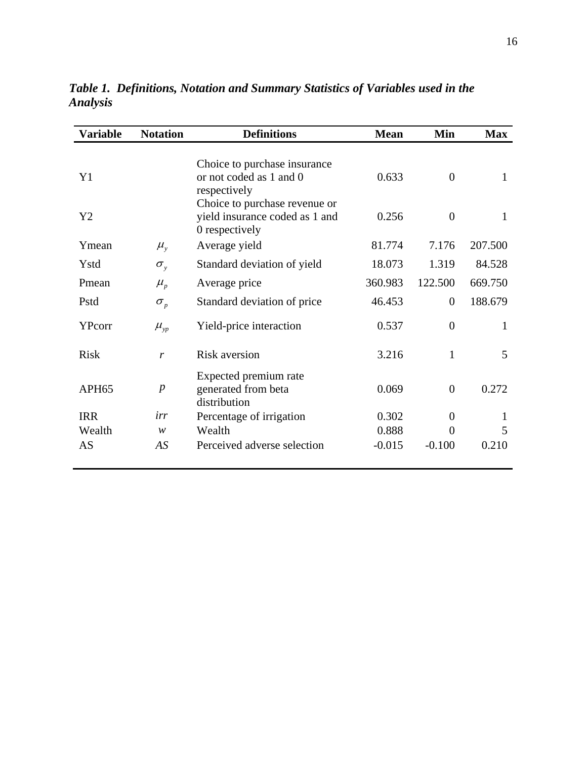***Table 1. Definitions, Notation and Summary Statistics of Variables used in the Analysis***

| Variable | Notation | Definitions | Mean | Min | Max |
|---|---|---|---|---|---|
| Y1 | | Choice to purchase insurance or not coded as 1 and 0 respectively | 0.633 | 0 | 1 |
| Y2 | | Choice to purchase revenue or yield insurance coded as 1 and 0 respectively | 0.256 | 0 | 1 |
| Ymean | $\mu_y$ | Average yield | 81.774 | 7.176 | 207.500 |
| Ystd | $\sigma_y$ | Standard deviation of yield | 18.073 | 1.319 | 84.528 |
| Pmean | $\mu_p$ | Average price | 360.983 | 122.500 | 669.750 |
| Pstd | $\sigma_p$ | Standard deviation of price | 46.453 | 0 | 188.679 |
| YPcorr | $\mu_{yp}$ | Yield-price interaction | 0.537 | 0 | 1 |
| Risk | $r$ | Risk aversion | 3.216 | 1 | 5 |
| APH65 | $p$ | Expected premium rate generated from beta distribution | 0.069 | 0 | 0.272 |
| IRR | $irr$ | Percentage of irrigation | 0.302 | 0 | 1 |
| Wealth | $w$ | Wealth | 0.888 | 0 | 5 |
| AS | $AS$ | Perceived adverse selection | -0.015 | -0.100 | 0.210 |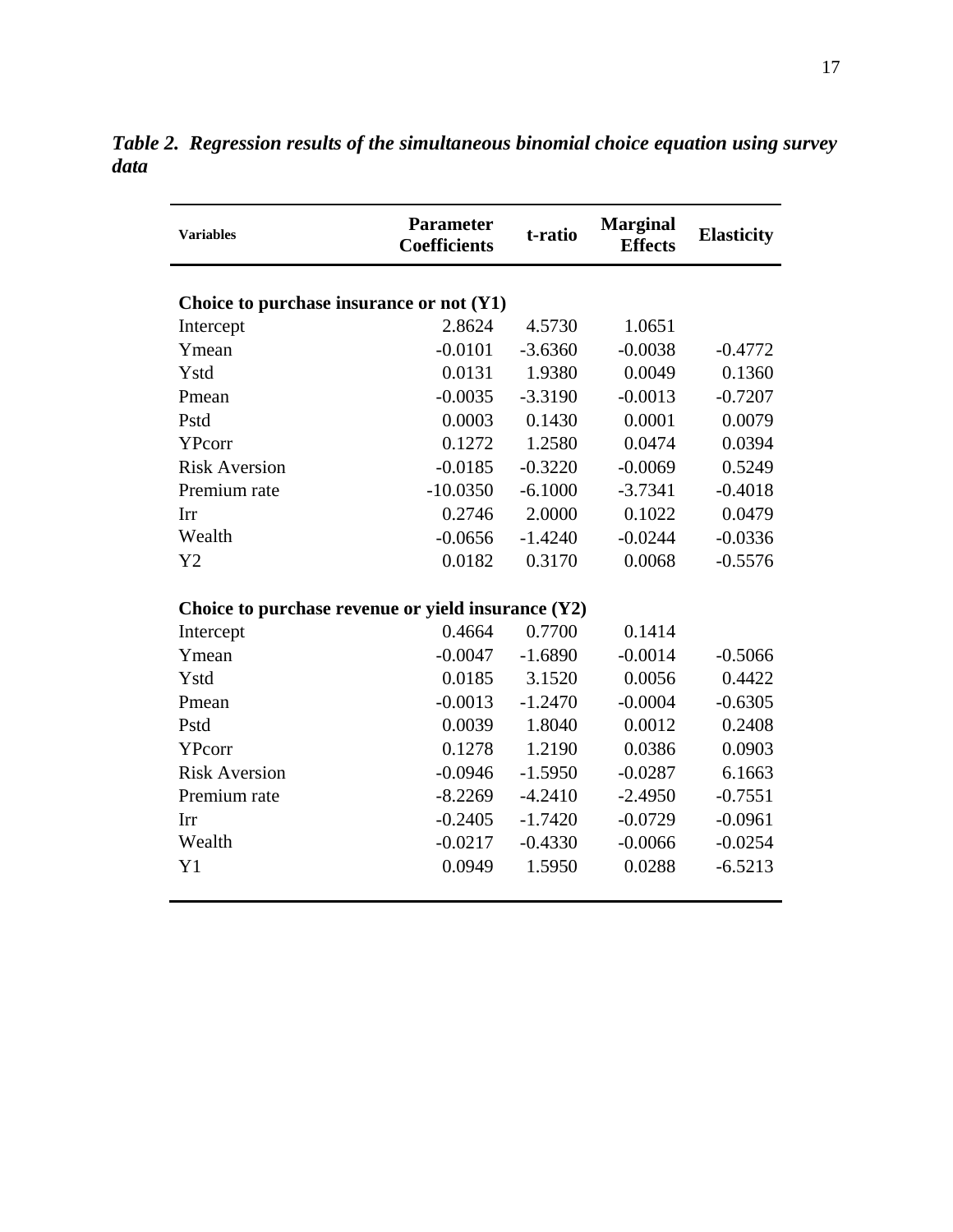***Table 2. Regression results of the simultaneous binomial choice equation using survey data***

| Variables | Parameter Coefficients | t-ratio | Marginal Effects | Elasticity |
|---|---|---|---|---|
| **Choice to purchase insurance or not (Y1)** | | | | |
| Intercept | 2.8624 | 4.5730 | 1.0651 | |
| Ymean | -0.0101 | -3.6360 | -0.0038 | -0.4772 |
| Ystd | 0.0131 | 1.9380 | 0.0049 | 0.1360 |
| Pmean | -0.0035 | -3.3190 | -0.0013 | -0.7207 |
| Pstd | 0.0003 | 0.1430 | 0.0001 | 0.0079 |
| YPcorr | 0.1272 | 1.2580 | 0.0474 | 0.0394 |
| Risk Aversion | -0.0185 | -0.3220 | -0.0069 | 0.5249 |
| Premium rate | -10.0350 | -6.1000 | -3.7341 | -0.4018 |
| Irr | 0.2746 | 2.0000 | 0.1022 | 0.0479 |
| Wealth | -0.0656 | -1.4240 | -0.0244 | -0.0336 |
| Y2 | 0.0182 | 0.3170 | 0.0068 | -0.5576 |
| **Choice to purchase revenue or yield insurance (Y2)** | | | | |
| Intercept | 0.4664 | 0.7700 | 0.1414 | |
| Ymean | -0.0047 | -1.6890 | -0.0014 | -0.5066 |
| Ystd | 0.0185 | 3.1520 | 0.0056 | 0.4422 |
| Pmean | -0.0013 | -1.2470 | -0.0004 | -0.6305 |
| Pstd | 0.0039 | 1.8040 | 0.0012 | 0.2408 |
| YPcorr | 0.1278 | 1.2190 | 0.0386 | 0.0903 |
| Risk Aversion | -0.0946 | -1.5950 | -0.0287 | 6.1663 |
| Premium rate | -8.2269 | -4.2410 | -2.4950 | -0.7551 |
| Irr | -0.2405 | -1.7420 | -0.0729 | -0.0961 |
| Wealth | -0.0217 | -0.4330 | -0.0066 | -0.0254 |
| Y1 | 0.0949 | 1.5950 | 0.0288 | -6.5213 |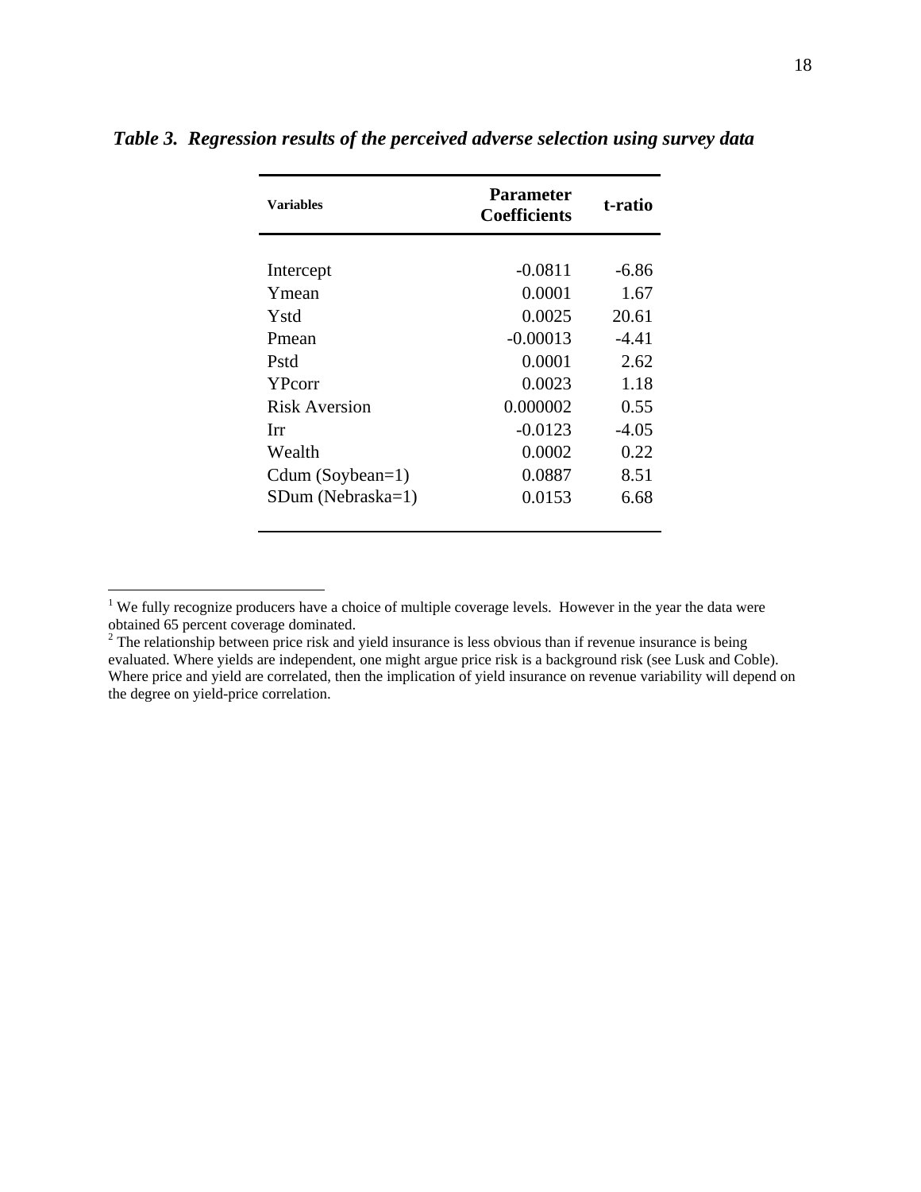***Table 3. Regression results of the perceived adverse selection using survey data***

| Variables | Parameter Coefficients | t-ratio |
|---|---|---|
| Intercept | -0.0811 | -6.86 |
| Ymean | 0.0001 | 1.67 |
| Ystd | 0.0025 | 20.61 |
| Pmean | -0.00013 | -4.41 |
| Pstd | 0.0001 | 2.62 |
| YPcorr | 0.0023 | 1.18 |
| Risk Aversion | 0.000002 | 0.55 |
| Irr | -0.0123 | -4.05 |
| Wealth | 0.0002 | 0.22 |
| Cdum (Soybean=1) | 0.0887 | 8.51 |
| SDum (Nebraska=1) | 0.0153 | 6.68 |

[1] We fully recognize producers have a choice of multiple coverage levels. However in the year the data were obtained 65 percent coverage dominated.

[2] The relationship between price risk and yield insurance is less obvious than if revenue insurance is being evaluated. Where yields are independent, one might argue price risk is a background risk (see Lusk and Coble). Where price and yield are correlated, then the implication of yield insurance on revenue variability will depend on the degree on yield-price correlation.